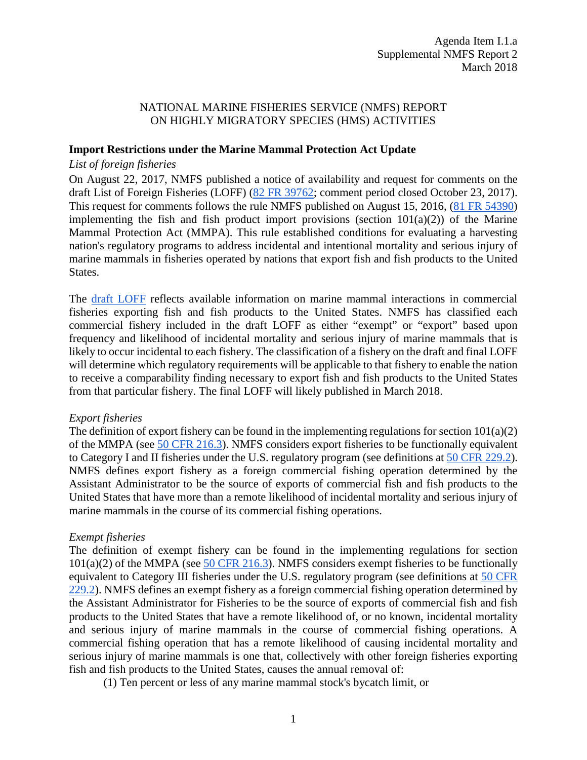Agenda Item I.1.a
Supplemental NMFS Report 2
March 2018

# NATIONAL MARINE FISHERIES SERVICE (NMFS) REPORT ON HIGHLY MIGRATORY SPECIES (HMS) ACTIVITIES

## Import Restrictions under the Marine Mammal Protection Act Update

### *List of foreign fisheries*

On August 22, 2017, NMFS published a notice of availability and request for comments on the draft List of Foreign Fisheries (LOFF) (82 FR 39762; comment period closed October 23, 2017). This request for comments follows the rule NMFS published on August 15, 2016, (81 FR 54390) implementing the fish and fish product import provisions (section 101(a)(2)) of the Marine Mammal Protection Act (MMPA). This rule established conditions for evaluating a harvesting nation's regulatory programs to address incidental and intentional mortality and serious injury of marine mammals in fisheries operated by nations that export fish and fish products to the United States.

The draft LOFF reflects available information on marine mammal interactions in commercial fisheries exporting fish and fish products to the United States. NMFS has classified each commercial fishery included in the draft LOFF as either "exempt" or "export" based upon frequency and likelihood of incidental mortality and serious injury of marine mammals that is likely to occur incidental to each fishery. The classification of a fishery on the draft and final LOFF will determine which regulatory requirements will be applicable to that fishery to enable the nation to receive a comparability finding necessary to export fish and fish products to the United States from that particular fishery. The final LOFF will likely published in March 2018.

### *Export fisheries*

The definition of export fishery can be found in the implementing regulations for section 101(a)(2) of the MMPA (see 50 CFR 216.3). NMFS considers export fisheries to be functionally equivalent to Category I and II fisheries under the U.S. regulatory program (see definitions at 50 CFR 229.2). NMFS defines export fishery as a foreign commercial fishing operation determined by the Assistant Administrator to be the source of exports of commercial fish and fish products to the United States that have more than a remote likelihood of incidental mortality and serious injury of marine mammals in the course of its commercial fishing operations.

### *Exempt fisheries*

The definition of exempt fishery can be found in the implementing regulations for section 101(a)(2) of the MMPA (see 50 CFR 216.3). NMFS considers exempt fisheries to be functionally equivalent to Category III fisheries under the U.S. regulatory program (see definitions at 50 CFR 229.2). NMFS defines an exempt fishery as a foreign commercial fishing operation determined by the Assistant Administrator for Fisheries to be the source of exports of commercial fish and fish products to the United States that have a remote likelihood of, or no known, incidental mortality and serious injury of marine mammals in the course of commercial fishing operations. A commercial fishing operation that has a remote likelihood of causing incidental mortality and serious injury of marine mammals is one that, collectively with other foreign fisheries exporting fish and fish products to the United States, causes the annual removal of:

(1) Ten percent or less of any marine mammal stock's bycatch limit, or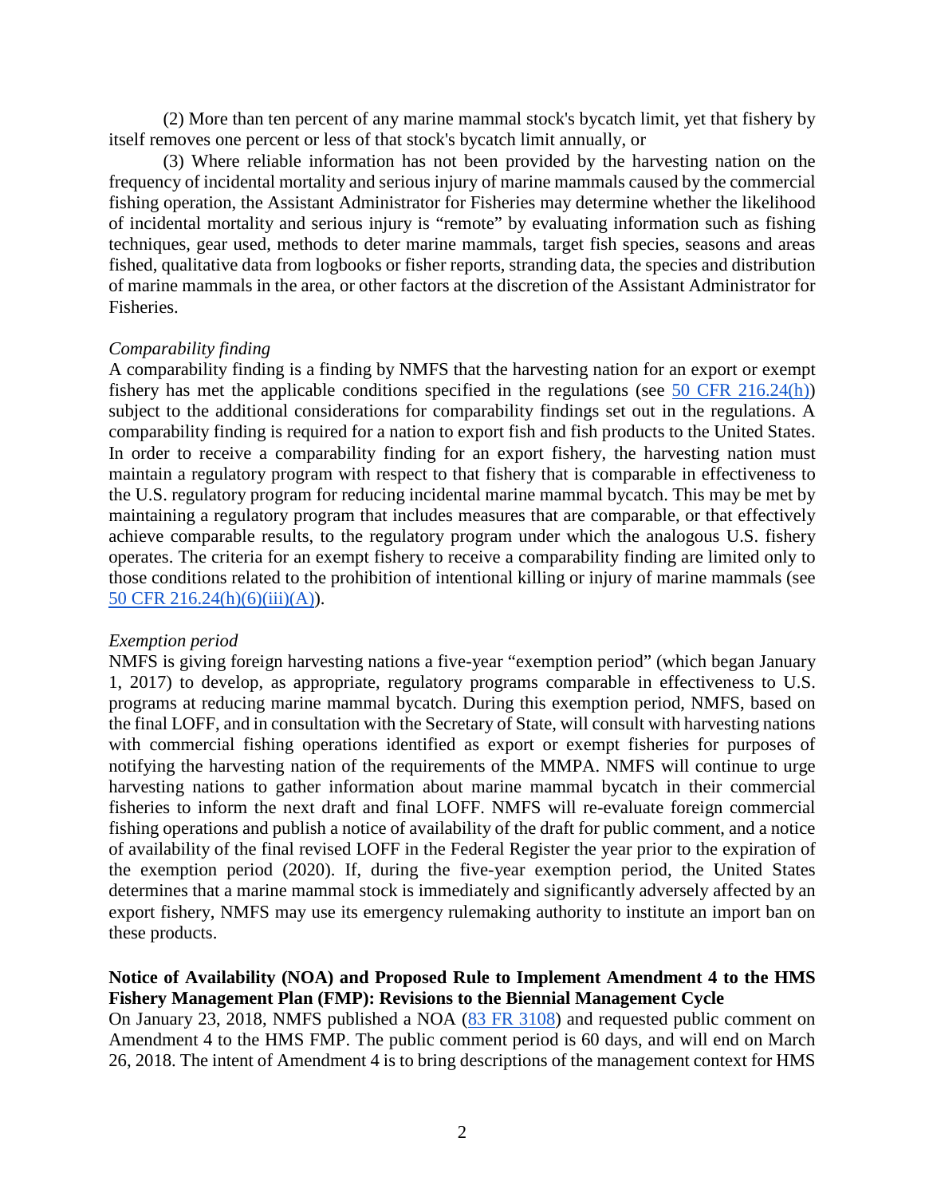(2) More than ten percent of any marine mammal stock's bycatch limit, yet that fishery by itself removes one percent or less of that stock's bycatch limit annually, or

(3) Where reliable information has not been provided by the harvesting nation on the frequency of incidental mortality and serious injury of marine mammals caused by the commercial fishing operation, the Assistant Administrator for Fisheries may determine whether the likelihood of incidental mortality and serious injury is "remote" by evaluating information such as fishing techniques, gear used, methods to deter marine mammals, target fish species, seasons and areas fished, qualitative data from logbooks or fisher reports, stranding data, the species and distribution of marine mammals in the area, or other factors at the discretion of the Assistant Administrator for Fisheries.

*Comparability finding*

A comparability finding is a finding by NMFS that the harvesting nation for an export or exempt fishery has met the applicable conditions specified in the regulations (see [50 CFR 216.24(h)]) subject to the additional considerations for comparability findings set out in the regulations. A comparability finding is required for a nation to export fish and fish products to the United States. In order to receive a comparability finding for an export fishery, the harvesting nation must maintain a regulatory program with respect to that fishery that is comparable in effectiveness to the U.S. regulatory program for reducing incidental marine mammal bycatch. This may be met by maintaining a regulatory program that includes measures that are comparable, or that effectively achieve comparable results, to the regulatory program under which the analogous U.S. fishery operates. The criteria for an exempt fishery to receive a comparability finding are limited only to those conditions related to the prohibition of intentional killing or injury of marine mammals (see [50 CFR 216.24(h)(6)(iii)(A)]).

*Exemption period*

NMFS is giving foreign harvesting nations a five-year "exemption period" (which began January 1, 2017) to develop, as appropriate, regulatory programs comparable in effectiveness to U.S. programs at reducing marine mammal bycatch. During this exemption period, NMFS, based on the final LOFF, and in consultation with the Secretary of State, will consult with harvesting nations with commercial fishing operations identified as export or exempt fisheries for purposes of notifying the harvesting nation of the requirements of the MMPA. NMFS will continue to urge harvesting nations to gather information about marine mammal bycatch in their commercial fisheries to inform the next draft and final LOFF. NMFS will re-evaluate foreign commercial fishing operations and publish a notice of availability of the draft for public comment, and a notice of availability of the final revised LOFF in the Federal Register the year prior to the expiration of the exemption period (2020). If, during the five-year exemption period, the United States determines that a marine mammal stock is immediately and significantly adversely affected by an export fishery, NMFS may use its emergency rulemaking authority to institute an import ban on these products.

**Notice of Availability (NOA) and Proposed Rule to Implement Amendment 4 to the HMS Fishery Management Plan (FMP): Revisions to the Biennial Management Cycle**

On January 23, 2018, NMFS published a NOA ([83 FR 3108]) and requested public comment on Amendment 4 to the HMS FMP. The public comment period is 60 days, and will end on March 26, 2018. The intent of Amendment 4 is to bring descriptions of the management context for HMS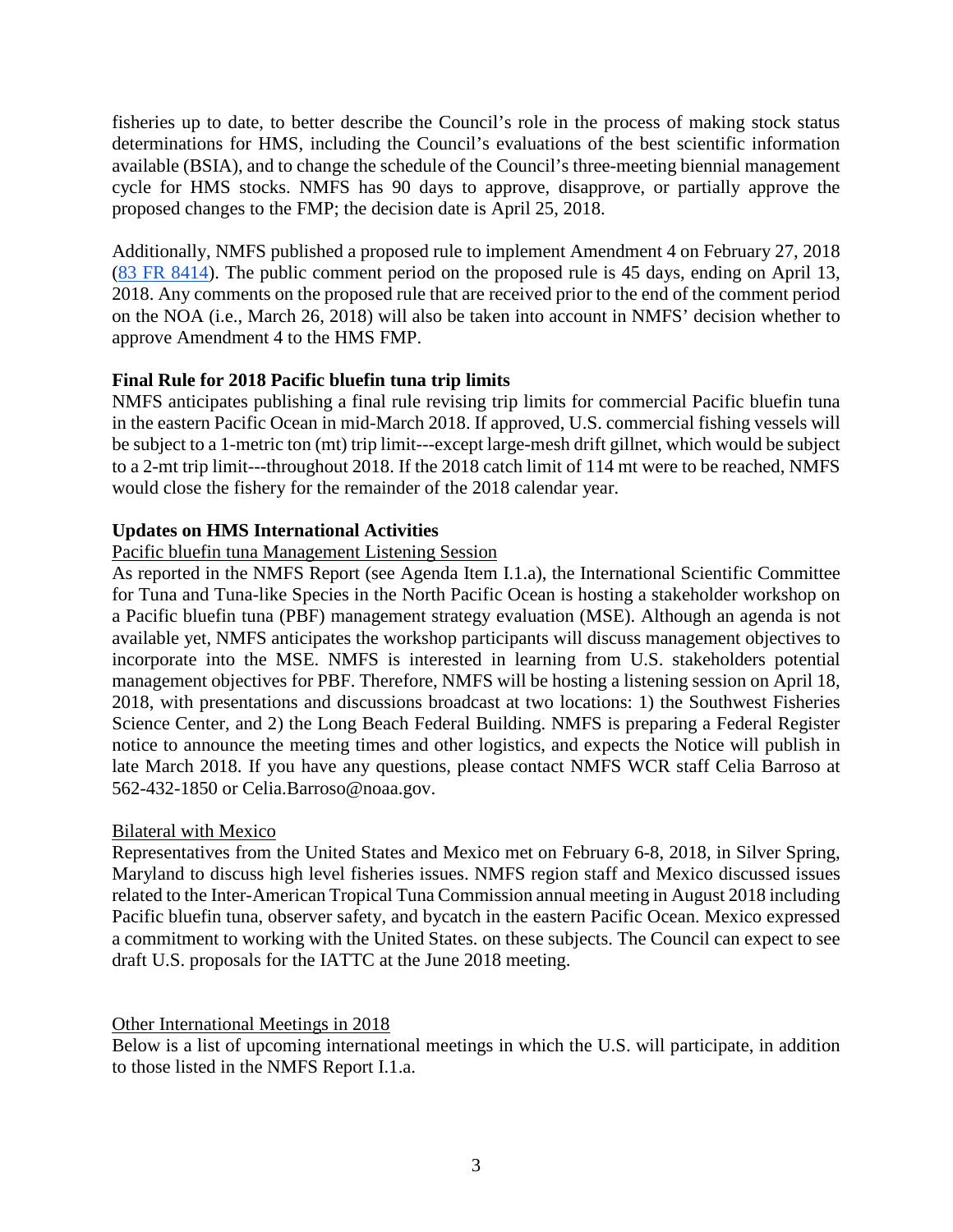fisheries up to date, to better describe the Council's role in the process of making stock status determinations for HMS, including the Council's evaluations of the best scientific information available (BSIA), and to change the schedule of the Council's three-meeting biennial management cycle for HMS stocks. NMFS has 90 days to approve, disapprove, or partially approve the proposed changes to the FMP; the decision date is April 25, 2018.

Additionally, NMFS published a proposed rule to implement Amendment 4 on February 27, 2018 ([83 FR 8414]). The public comment period on the proposed rule is 45 days, ending on April 13, 2018. Any comments on the proposed rule that are received prior to the end of the comment period on the NOA (i.e., March 26, 2018) will also be taken into account in NMFS' decision whether to approve Amendment 4 to the HMS FMP.

**Final Rule for 2018 Pacific bluefin tuna trip limits**

NMFS anticipates publishing a final rule revising trip limits for commercial Pacific bluefin tuna in the eastern Pacific Ocean in mid-March 2018. If approved, U.S. commercial fishing vessels will be subject to a 1-metric ton (mt) trip limit---except large-mesh drift gillnet, which would be subject to a 2-mt trip limit---throughout 2018. If the 2018 catch limit of 114 mt were to be reached, NMFS would close the fishery for the remainder of the 2018 calendar year.

**Updates on HMS International Activities**

Pacific bluefin tuna Management Listening Session

As reported in the NMFS Report (see Agenda Item I.1.a), the International Scientific Committee for Tuna and Tuna-like Species in the North Pacific Ocean is hosting a stakeholder workshop on a Pacific bluefin tuna (PBF) management strategy evaluation (MSE). Although an agenda is not available yet, NMFS anticipates the workshop participants will discuss management objectives to incorporate into the MSE. NMFS is interested in learning from U.S. stakeholders potential management objectives for PBF. Therefore, NMFS will be hosting a listening session on April 18, 2018, with presentations and discussions broadcast at two locations: 1) the Southwest Fisheries Science Center, and 2) the Long Beach Federal Building. NMFS is preparing a Federal Register notice to announce the meeting times and other logistics, and expects the Notice will publish in late March 2018. If you have any questions, please contact NMFS WCR staff Celia Barroso at 562-432-1850 or Celia.Barroso@noaa.gov.

Bilateral with Mexico

Representatives from the United States and Mexico met on February 6-8, 2018, in Silver Spring, Maryland to discuss high level fisheries issues. NMFS region staff and Mexico discussed issues related to the Inter-American Tropical Tuna Commission annual meeting in August 2018 including Pacific bluefin tuna, observer safety, and bycatch in the eastern Pacific Ocean. Mexico expressed a commitment to working with the United States. on these subjects. The Council can expect to see draft U.S. proposals for the IATTC at the June 2018 meeting.

Other International Meetings in 2018

Below is a list of upcoming international meetings in which the U.S. will participate, in addition to those listed in the NMFS Report I.1.a.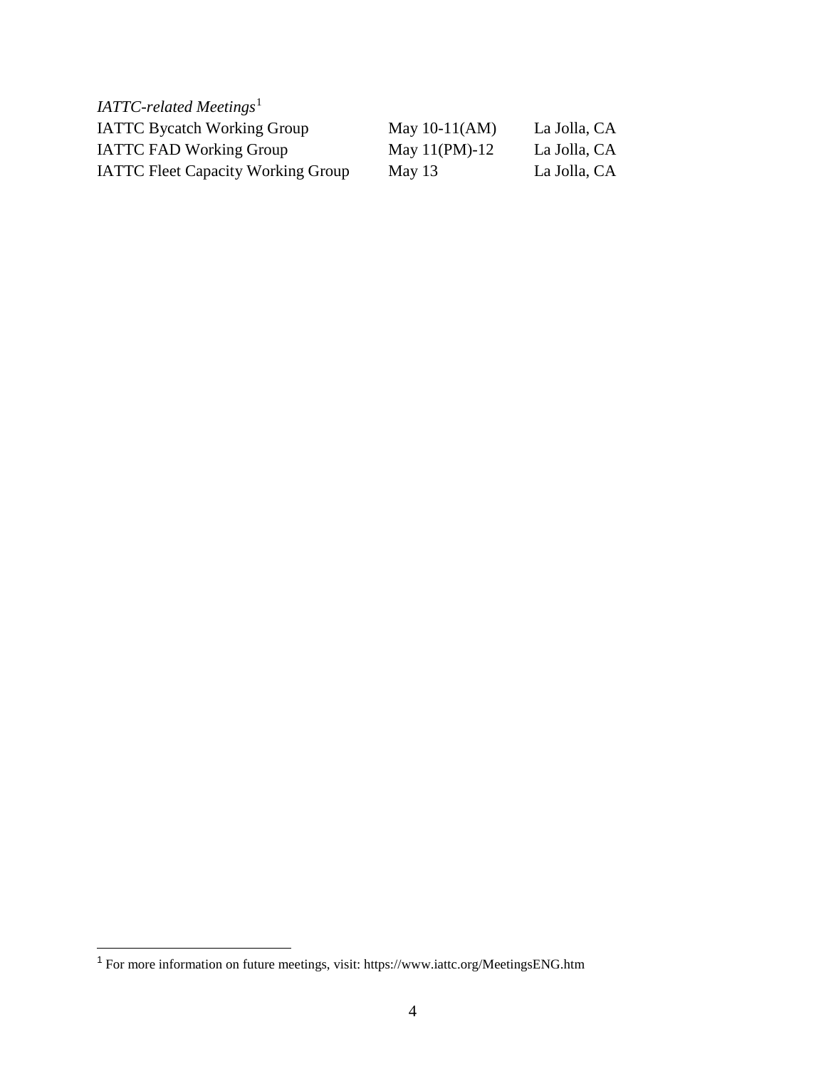*IATTC-related Meetings*[1]

| | | |
|---|---|---|
| IATTC Bycatch Working Group | May 10-11(AM) | La Jolla, CA |
| IATTC FAD Working Group | May 11(PM)-12 | La Jolla, CA |
| IATTC Fleet Capacity Working Group | May 13 | La Jolla, CA |

[1] For more information on future meetings, visit: https://www.iattc.org/MeetingsENG.htm